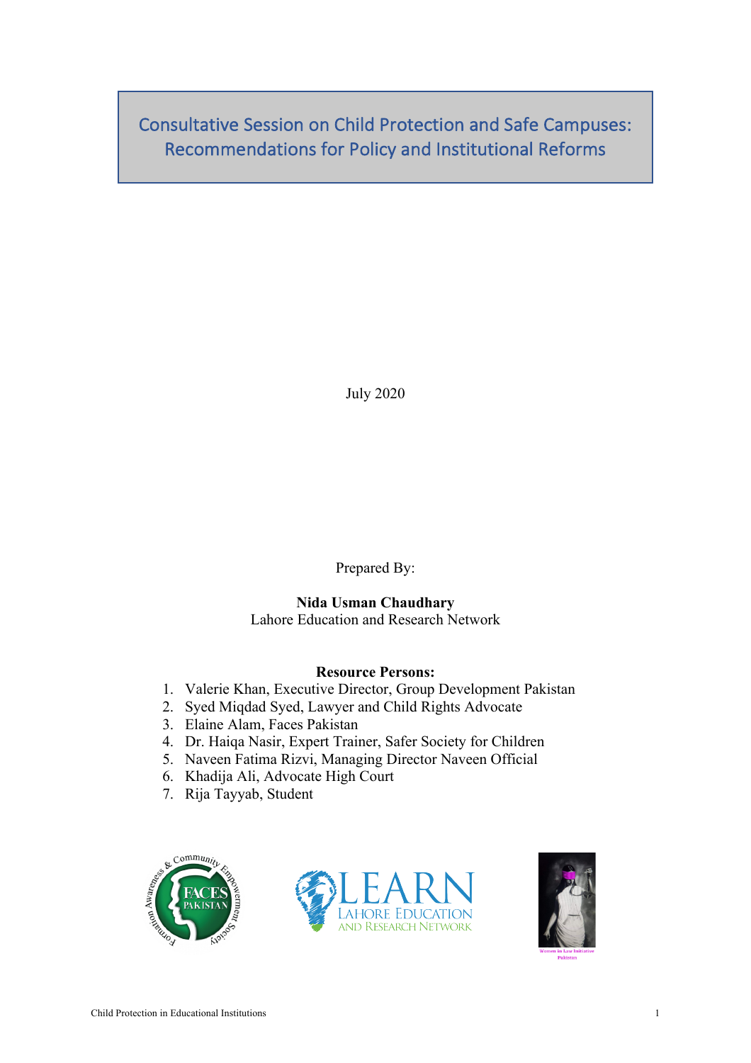# Consultative Session on Child Protection and Safe Campuses: Recommendations for Policy and Institutional Reforms

July 2020

Prepared By:

**Nida Usman Chaudhary**
Lahore Education and Research Network

**Resource Persons:**

1. Valerie Khan, Executive Director, Group Development Pakistan
2. Syed Miqdad Syed, Lawyer and Child Rights Advocate
3. Elaine Alam, Faces Pakistan
4. Dr. Haiqa Nasir, Expert Trainer, Safer Society for Children
5. Naveen Fatima Rizvi, Managing Director Naveen Official
6. Khadija Ali, Advocate High Court
7. Rija Tayyab, Student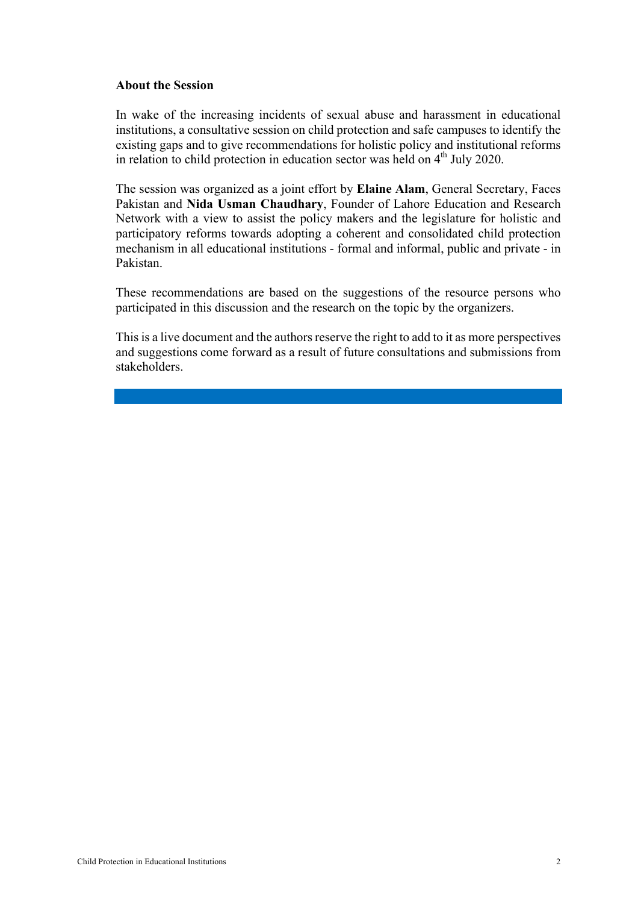## About the Session

In wake of the increasing incidents of sexual abuse and harassment in educational institutions, a consultative session on child protection and safe campuses to identify the existing gaps and to give recommendations for holistic policy and institutional reforms in relation to child protection in education sector was held on 4th July 2020.

The session was organized as a joint effort by **Elaine Alam**, General Secretary, Faces Pakistan and **Nida Usman Chaudhary**, Founder of Lahore Education and Research Network with a view to assist the policy makers and the legislature for holistic and participatory reforms towards adopting a coherent and consolidated child protection mechanism in all educational institutions - formal and informal, public and private - in Pakistan.

These recommendations are based on the suggestions of the resource persons who participated in this discussion and the research on the topic by the organizers.

This is a live document and the authors reserve the right to add to it as more perspectives and suggestions come forward as a result of future consultations and submissions from stakeholders.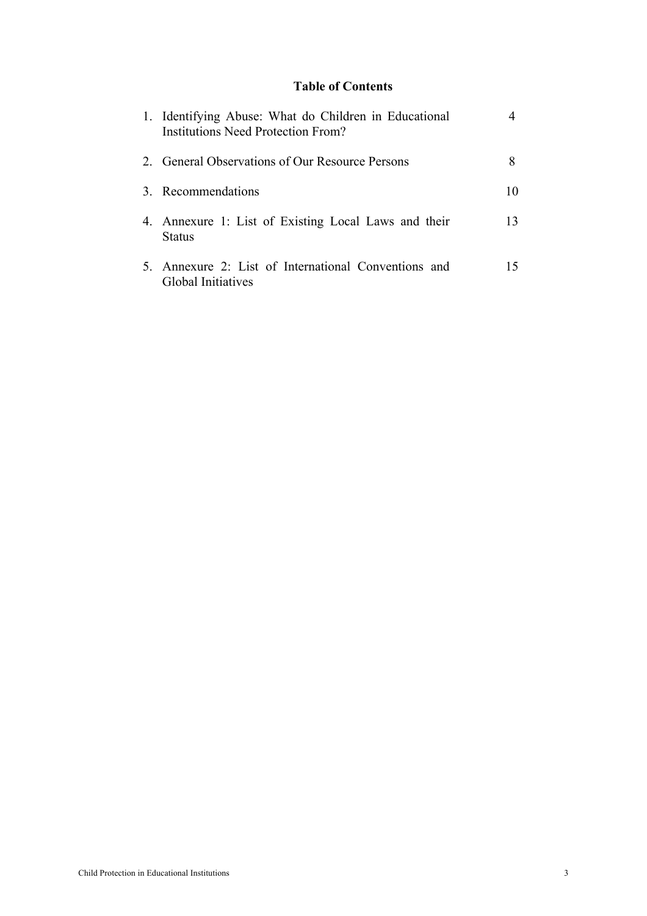# Table of Contents

| | | |
|---|---|---|
| 1. | Identifying Abuse: What do Children in Educational Institutions Need Protection From? | 4 |
| 2. | General Observations of Our Resource Persons | 8 |
| 3. | Recommendations | 10 |
| 4. | Annexure 1: List of Existing Local Laws and their Status | 13 |
| 5. | Annexure 2: List of International Conventions and Global Initiatives | 15 |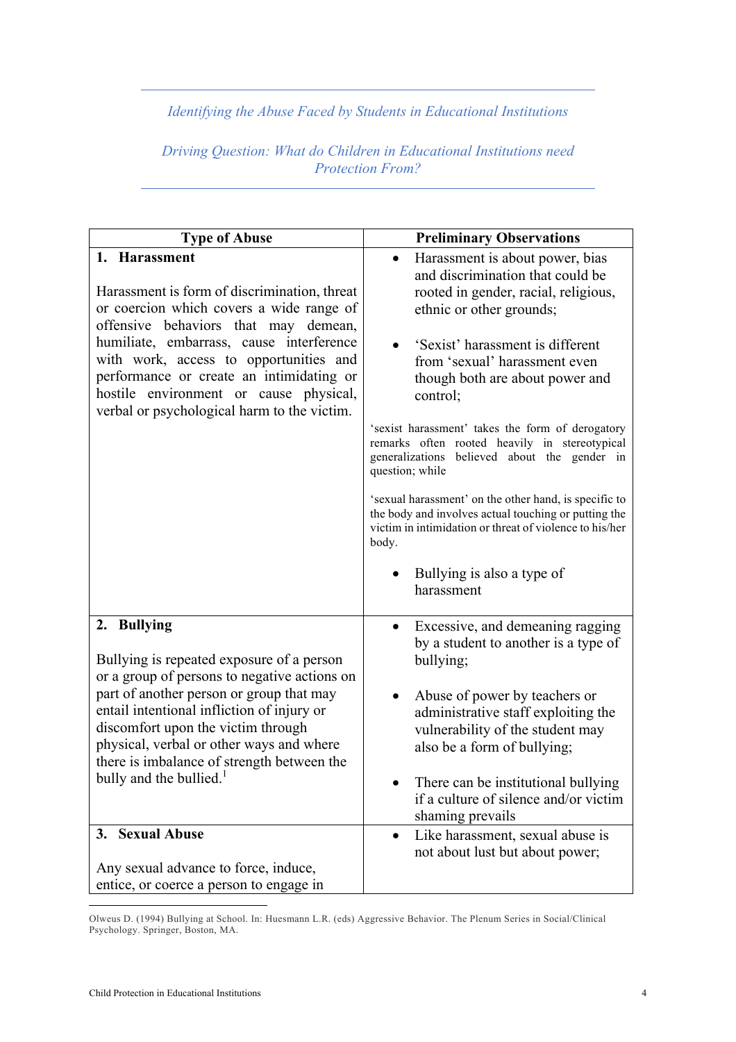*Identifying the Abuse Faced by Students in Educational Institutions*

*Driving Question: What do Children in Educational Institutions need Protection From?*

| Type of Abuse | Preliminary Observations |
|---|---|
| **1. Harassment**<br><br>Harassment is form of discrimination, threat or coercion which covers a wide range of offensive behaviors that may demean, humiliate, embarrass, cause interference with work, access to opportunities and performance or create an intimidating or hostile environment or cause physical, verbal or psychological harm to the victim. | • Harassment is about power, bias and discrimination that could be rooted in gender, racial, religious, ethnic or other grounds;<br><br>• 'Sexist' harassment is different from 'sexual' harassment even though both are about power and control;<br><br>'sexist harassment' takes the form of derogatory remarks often rooted heavily in stereotypical generalizations believed about the gender in question; while<br><br>'sexual harassment' on the other hand, is specific to the body and involves actual touching or putting the victim in intimidation or threat of violence to his/her body.<br><br>• Bullying is also a type of harassment |
| **2. Bullying**<br><br>Bullying is repeated exposure of a person or a group of persons to negative actions on part of another person or group that may entail intentional infliction of injury or discomfort upon the victim through physical, verbal or other ways and where there is imbalance of strength between the bully and the bullied.[1] | • Excessive, and demeaning ragging by a student to another is a type of bullying;<br><br>• Abuse of power by teachers or administrative staff exploiting the vulnerability of the student may also be a form of bullying;<br><br>• There can be institutional bullying if a culture of silence and/or victim shaming prevails |
| **3. Sexual Abuse**<br><br>Any sexual advance to force, induce, entice, or coerce a person to engage in | • Like harassment, sexual abuse is not about lust but about power; |

[1] Olweus D. (1994) Bullying at School. In: Huesmann L.R. (eds) Aggressive Behavior. The Plenum Series in Social/Clinical Psychology. Springer, Boston, MA.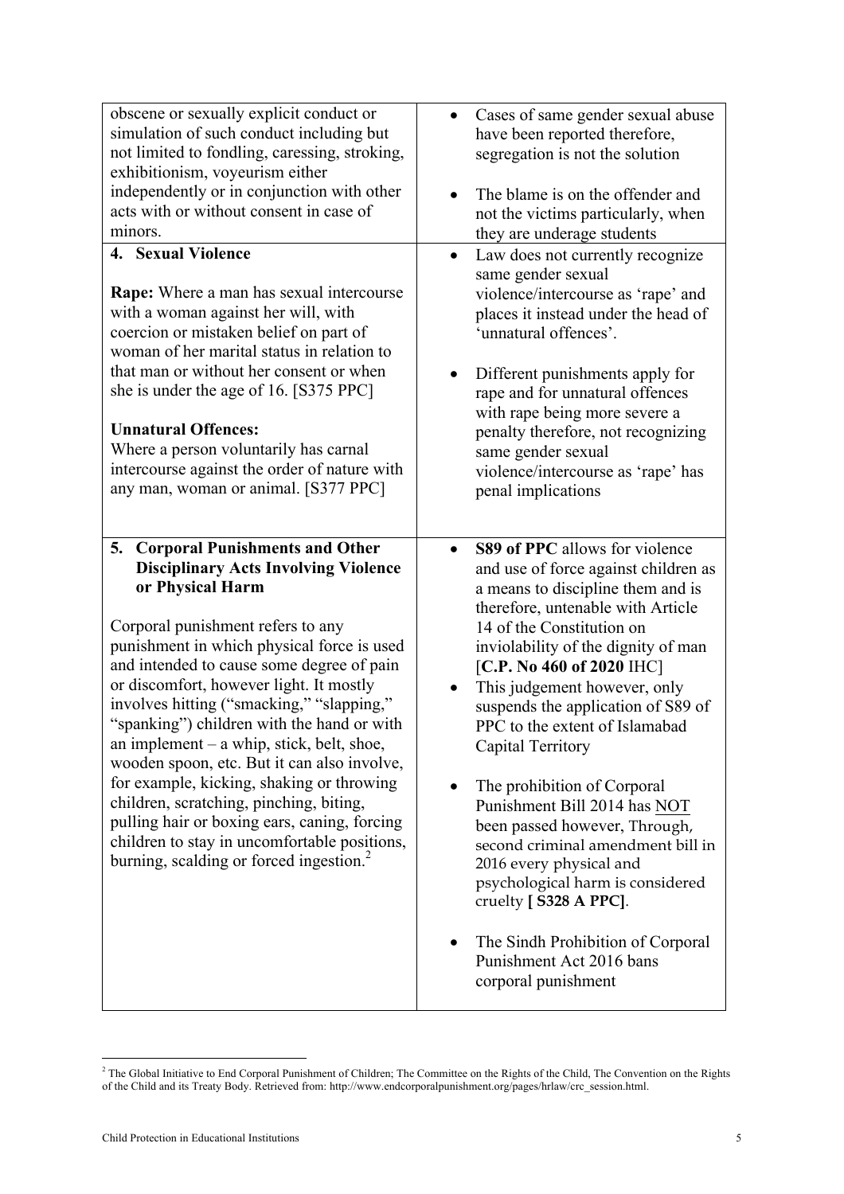| | |
|---|---|
| obscene or sexually explicit conduct or simulation of such conduct including but not limited to fondling, caressing, stroking, exhibitionism, voyeurism either independently or in conjunction with other acts with or without consent in case of minors. | • Cases of same gender sexual abuse have been reported therefore, segregation is not the solution<br><br>• The blame is on the offender and not the victims particularly, when they are underage students |
| **4. Sexual Violence**<br><br>**Rape:** Where a man has sexual intercourse with a woman against her will, with coercion or mistaken belief on part of woman of her marital status in relation to that man or without her consent or when she is under the age of 16. [S375 PPC]<br><br>**Unnatural Offences:**<br>Where a person voluntarily has carnal intercourse against the order of nature with any man, woman or animal. [S377 PPC] | • Law does not currently recognize same gender sexual violence/intercourse as 'rape' and places it instead under the head of 'unnatural offences'.<br><br>• Different punishments apply for rape and for unnatural offences with rape being more severe a penalty therefore, not recognizing same gender sexual violence/intercourse as 'rape' has penal implications |
| **5. Corporal Punishments and Other Disciplinary Acts Involving Violence or Physical Harm**<br><br>Corporal punishment refers to any punishment in which physical force is used and intended to cause some degree of pain or discomfort, however light. It mostly involves hitting ("smacking," "slapping," "spanking") children with the hand or with an implement – a whip, stick, belt, shoe, wooden spoon, etc. But it can also involve, for example, kicking, shaking or throwing children, scratching, pinching, biting, pulling hair or boxing ears, caning, forcing children to stay in uncomfortable positions, burning, scalding or forced ingestion.[2] | • **S89 of PPC** allows for violence and use of force against children as a means to discipline them and is therefore, untenable with Article 14 of the Constitution on inviolability of the dignity of man [**C.P. No 460 of 2020** IHC]<br>• This judgement however, only suspends the application of S89 of PPC to the extent of Islamabad Capital Territory<br><br>• The prohibition of Corporal Punishment Bill 2014 has NOT been passed however, Through, second criminal amendment bill in 2016 every physical and psychological harm is considered cruelty **[ S328 A PPC]**.<br><br>• The Sindh Prohibition of Corporal Punishment Act 2016 bans corporal punishment |

[2] The Global Initiative to End Corporal Punishment of Children; The Committee on the Rights of the Child, The Convention on the Rights of the Child and its Treaty Body. Retrieved from: http://www.endcorporalpunishment.org/pages/hrlaw/crc_session.html.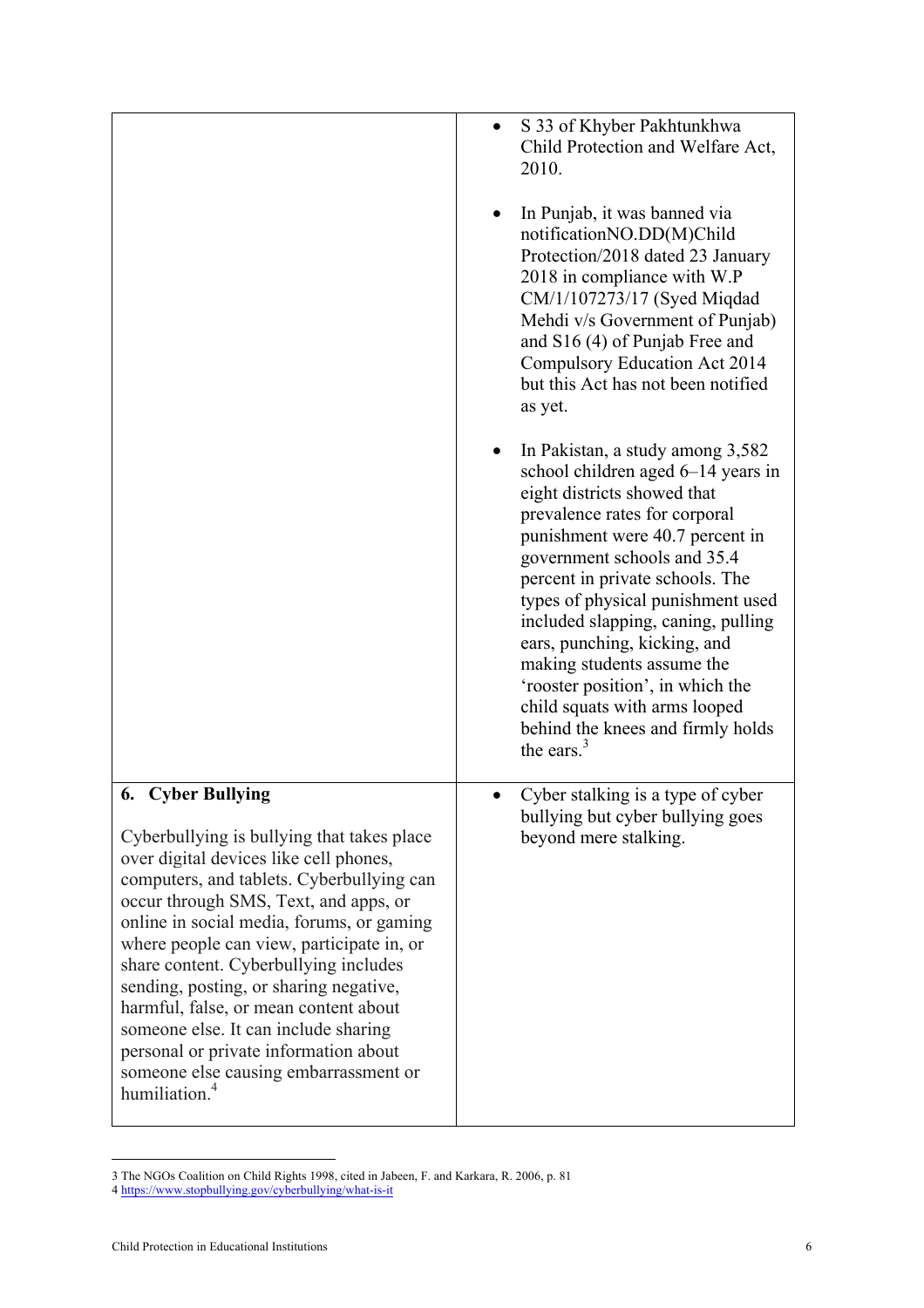| | |
|---|---|
| | • S 33 of Khyber Pakhtunkhwa Child Protection and Welfare Act, 2010.<br><br>• In Punjab, it was banned via notificationNO.DD(M)Child Protection/2018 dated 23 January 2018 in compliance with W.P CM/1/107273/17 (Syed Miqdad Mehdi v/s Government of Punjab) and S16 (4) of Punjab Free and Compulsory Education Act 2014 but this Act has not been notified as yet.<br><br>• In Pakistan, a study among 3,582 school children aged 6–14 years in eight districts showed that prevalence rates for corporal punishment were 40.7 percent in government schools and 35.4 percent in private schools. The types of physical punishment used included slapping, caning, pulling ears, punching, kicking, and making students assume the 'rooster position', in which the child squats with arms looped behind the knees and firmly holds the ears.[3] |
| **6. Cyber Bullying**<br><br>Cyberbullying is bullying that takes place over digital devices like cell phones, computers, and tablets. Cyberbullying can occur through SMS, Text, and apps, or online in social media, forums, or gaming where people can view, participate in, or share content. Cyberbullying includes sending, posting, or sharing negative, harmful, false, or mean content about someone else. It can include sharing personal or private information about someone else causing embarrassment or humiliation.[4] | • Cyber stalking is a type of cyber bullying but cyber bullying goes beyond mere stalking. |

---

3 The NGOs Coalition on Child Rights 1998, cited in Jabeen, F. and Karkara, R. 2006, p. 81

4 https://www.stopbullying.gov/cyberbullying/what-is-it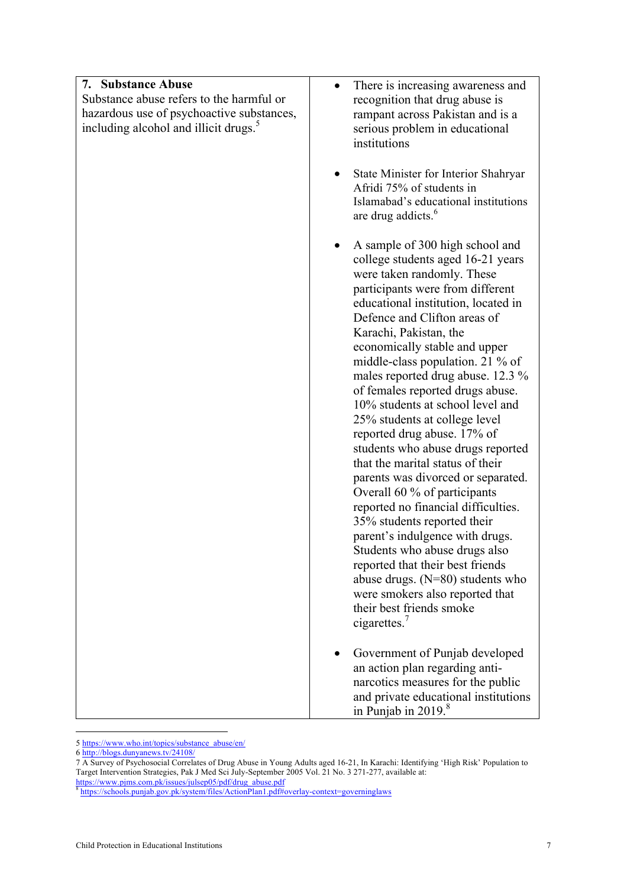| **7. Substance Abuse**<br>Substance abuse refers to the harmful or hazardous use of psychoactive substances, including alcohol and illicit drugs.[5] | • There is increasing awareness and recognition that drug abuse is rampant across Pakistan and is a serious problem in educational institutions<br><br>• State Minister for Interior Shahryar Afridi 75% of students in Islamabad's educational institutions are drug addicts.[6]<br><br>• A sample of 300 high school and college students aged 16-21 years were taken randomly. These participants were from different educational institution, located in Defence and Clifton areas of Karachi, Pakistan, the economically stable and upper middle-class population. 21 % of males reported drug abuse. 12.3 % of females reported drugs abuse. 10% students at school level and 25% students at college level reported drug abuse. 17% of students who abuse drugs reported that the marital status of their parents was divorced or separated. Overall 60 % of participants reported no financial difficulties. 35% students reported their parent's indulgence with drugs. Students who abuse drugs also reported that their best friends abuse drugs. (N=80) students who were smokers also reported that their best friends smoke cigarettes.[7]<br><br>• Government of Punjab developed an action plan regarding anti-narcotics measures for the public and private educational institutions in Punjab in 2019.[8] |
|---|---|

5 https://www.who.int/topics/substance_abuse/en/

6 http://blogs.dunyanews.tv/24108/

7 A Survey of Psychosocial Correlates of Drug Abuse in Young Adults aged 16-21, In Karachi: Identifying 'High Risk' Population to Target Intervention Strategies, Pak J Med Sci July-September 2005 Vol. 21 No. 3 271-277, available at: https://www.pjms.com.pk/issues/julsep05/pdf/drug_abuse.pdf

8 https://schools.punjab.gov.pk/system/files/ActionPlan1.pdf#overlay-context=governinglaws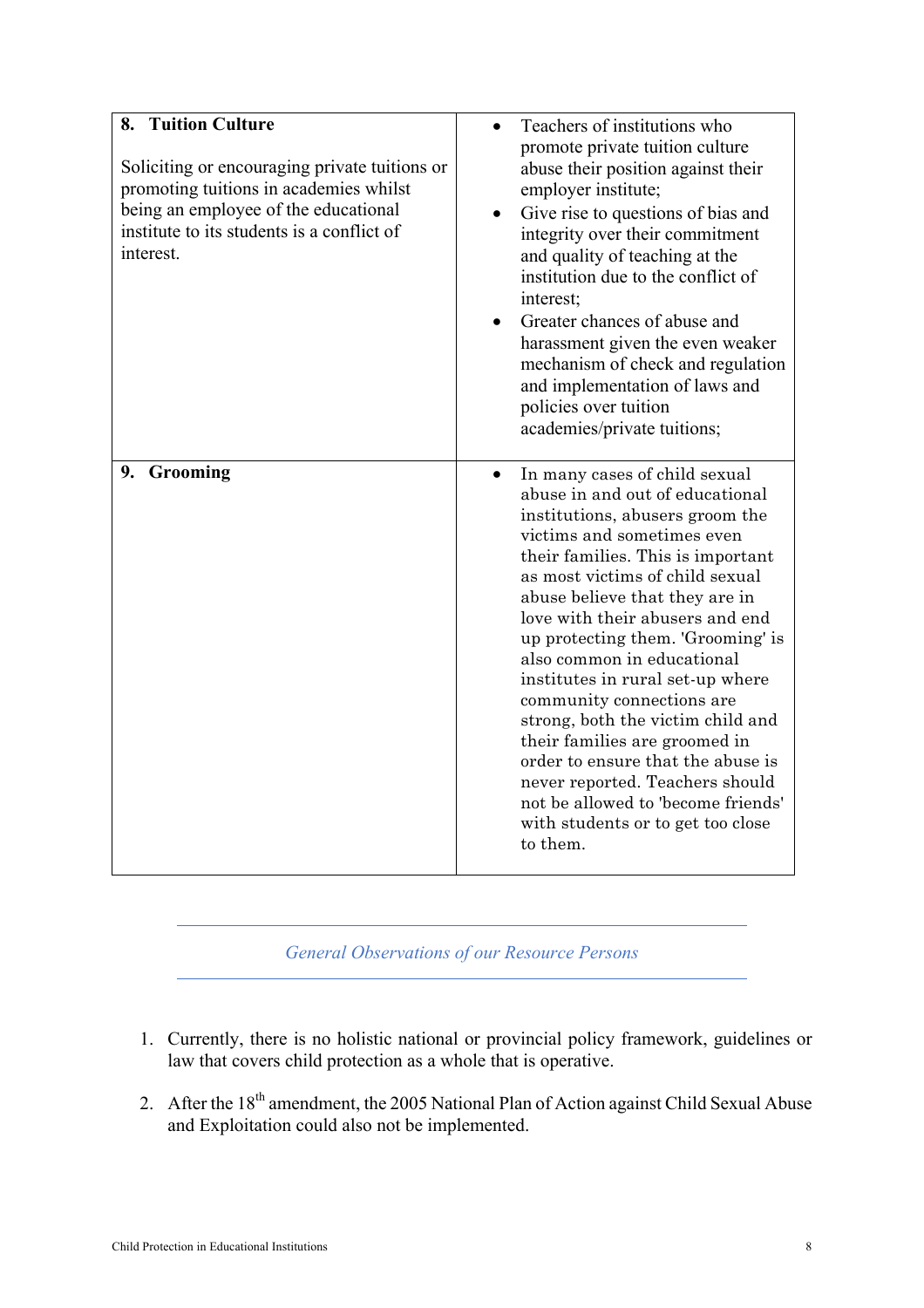| **8. Tuition Culture**<br><br>Soliciting or encouraging private tuitions or promoting tuitions in academies whilst being an employee of the educational institute to its students is a conflict of interest. | • Teachers of institutions who promote private tuition culture abuse their position against their employer institute;<br>• Give rise to questions of bias and integrity over their commitment and quality of teaching at the institution due to the conflict of interest;<br>• Greater chances of abuse and harassment given the even weaker mechanism of check and regulation and implementation of laws and policies over tuition academies/private tuitions; |
|---|---|
| **9. Grooming** | • In many cases of child sexual abuse in and out of educational institutions, abusers groom the victims and sometimes even their families. This is important as most victims of child sexual abuse believe that they are in love with their abusers and end up protecting them. 'Grooming' is also common in educational institutes in rural set-up where community connections are strong, both the victim child and their families are groomed in order to ensure that the abuse is never reported. Teachers should not be allowed to 'become friends' with students or to get too close to them. |

## *General Observations of our Resource Persons*

1. Currently, there is no holistic national or provincial policy framework, guidelines or law that covers child protection as a whole that is operative.

2. After the 18th amendment, the 2005 National Plan of Action against Child Sexual Abuse and Exploitation could also not be implemented.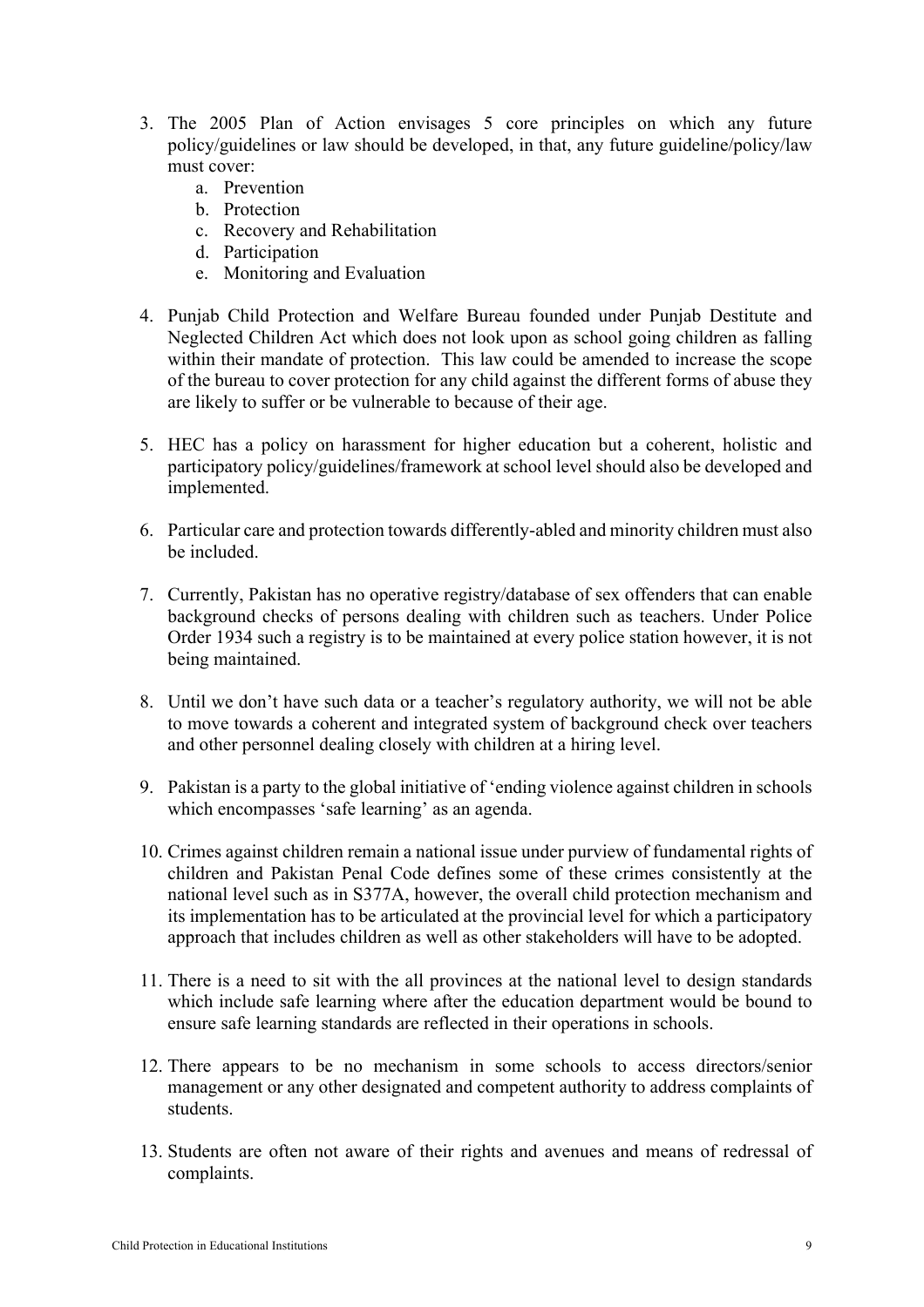3. The 2005 Plan of Action envisages 5 core principles on which any future policy/guidelines or law should be developed, in that, any future guideline/policy/law must cover:
    a. Prevention
    b. Protection
    c. Recovery and Rehabilitation
    d. Participation
    e. Monitoring and Evaluation

4. Punjab Child Protection and Welfare Bureau founded under Punjab Destitute and Neglected Children Act which does not look upon as school going children as falling within their mandate of protection. This law could be amended to increase the scope of the bureau to cover protection for any child against the different forms of abuse they are likely to suffer or be vulnerable to because of their age.

5. HEC has a policy on harassment for higher education but a coherent, holistic and participatory policy/guidelines/framework at school level should also be developed and implemented.

6. Particular care and protection towards differently-abled and minority children must also be included.

7. Currently, Pakistan has no operative registry/database of sex offenders that can enable background checks of persons dealing with children such as teachers. Under Police Order 1934 such a registry is to be maintained at every police station however, it is not being maintained.

8. Until we don't have such data or a teacher's regulatory authority, we will not be able to move towards a coherent and integrated system of background check over teachers and other personnel dealing closely with children at a hiring level.

9. Pakistan is a party to the global initiative of 'ending violence against children in schools which encompasses 'safe learning' as an agenda.

10. Crimes against children remain a national issue under purview of fundamental rights of children and Pakistan Penal Code defines some of these crimes consistently at the national level such as in S377A, however, the overall child protection mechanism and its implementation has to be articulated at the provincial level for which a participatory approach that includes children as well as other stakeholders will have to be adopted.

11. There is a need to sit with the all provinces at the national level to design standards which include safe learning where after the education department would be bound to ensure safe learning standards are reflected in their operations in schools.

12. There appears to be no mechanism in some schools to access directors/senior management or any other designated and competent authority to address complaints of students.

13. Students are often not aware of their rights and avenues and means of redressal of complaints.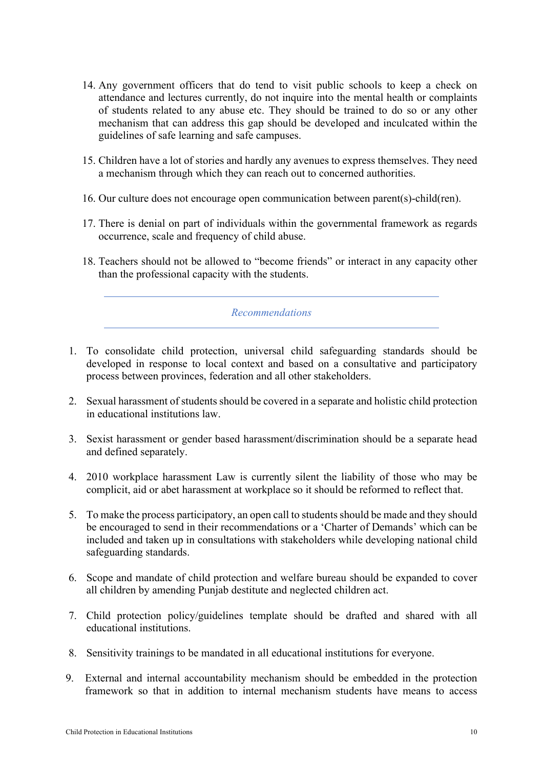14. Any government officers that do tend to visit public schools to keep a check on attendance and lectures currently, do not inquire into the mental health or complaints of students related to any abuse etc. They should be trained to do so or any other mechanism that can address this gap should be developed and inculcated within the guidelines of safe learning and safe campuses.

15. Children have a lot of stories and hardly any avenues to express themselves. They need a mechanism through which they can reach out to concerned authorities.

16. Our culture does not encourage open communication between parent(s)-child(ren).

17. There is denial on part of individuals within the governmental framework as regards occurrence, scale and frequency of child abuse.

18. Teachers should not be allowed to "become friends" or interact in any capacity other than the professional capacity with the students.

---

## *Recommendations*

---

1. To consolidate child protection, universal child safeguarding standards should be developed in response to local context and based on a consultative and participatory process between provinces, federation and all other stakeholders.

2. Sexual harassment of students should be covered in a separate and holistic child protection in educational institutions law.

3. Sexist harassment or gender based harassment/discrimination should be a separate head and defined separately.

4. 2010 workplace harassment Law is currently silent the liability of those who may be complicit, aid or abet harassment at workplace so it should be reformed to reflect that.

5. To make the process participatory, an open call to students should be made and they should be encouraged to send in their recommendations or a 'Charter of Demands' which can be included and taken up in consultations with stakeholders while developing national child safeguarding standards.

6. Scope and mandate of child protection and welfare bureau should be expanded to cover all children by amending Punjab destitute and neglected children act.

7. Child protection policy/guidelines template should be drafted and shared with all educational institutions.

8. Sensitivity trainings to be mandated in all educational institutions for everyone.

9. External and internal accountability mechanism should be embedded in the protection framework so that in addition to internal mechanism students have means to access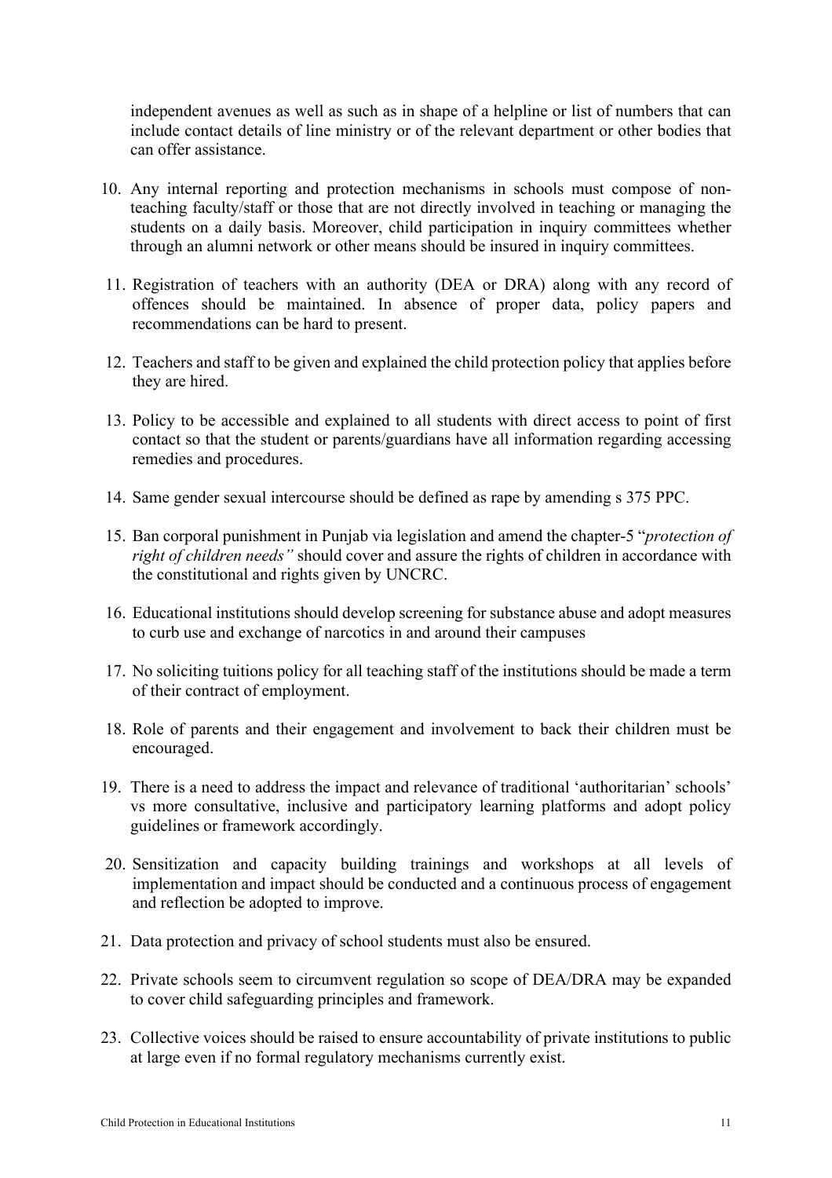independent avenues as well as such as in shape of a helpline or list of numbers that can include contact details of line ministry or of the relevant department or other bodies that can offer assistance.

10. Any internal reporting and protection mechanisms in schools must compose of non-teaching faculty/staff or those that are not directly involved in teaching or managing the students on a daily basis. Moreover, child participation in inquiry committees whether through an alumni network or other means should be insured in inquiry committees.

11. Registration of teachers with an authority (DEA or DRA) along with any record of offences should be maintained. In absence of proper data, policy papers and recommendations can be hard to present.

12. Teachers and staff to be given and explained the child protection policy that applies before they are hired.

13. Policy to be accessible and explained to all students with direct access to point of first contact so that the student or parents/guardians have all information regarding accessing remedies and procedures.

14. Same gender sexual intercourse should be defined as rape by amending s 375 PPC.

15. Ban corporal punishment in Punjab via legislation and amend the chapter-5 "*protection of right of children needs"* should cover and assure the rights of children in accordance with the constitutional and rights given by UNCRC.

16. Educational institutions should develop screening for substance abuse and adopt measures to curb use and exchange of narcotics in and around their campuses

17. No soliciting tuitions policy for all teaching staff of the institutions should be made a term of their contract of employment.

18. Role of parents and their engagement and involvement to back their children must be encouraged.

19. There is a need to address the impact and relevance of traditional 'authoritarian' schools' vs more consultative, inclusive and participatory learning platforms and adopt policy guidelines or framework accordingly.

20. Sensitization and capacity building trainings and workshops at all levels of implementation and impact should be conducted and a continuous process of engagement and reflection be adopted to improve.

21. Data protection and privacy of school students must also be ensured.

22. Private schools seem to circumvent regulation so scope of DEA/DRA may be expanded to cover child safeguarding principles and framework.

23. Collective voices should be raised to ensure accountability of private institutions to public at large even if no formal regulatory mechanisms currently exist.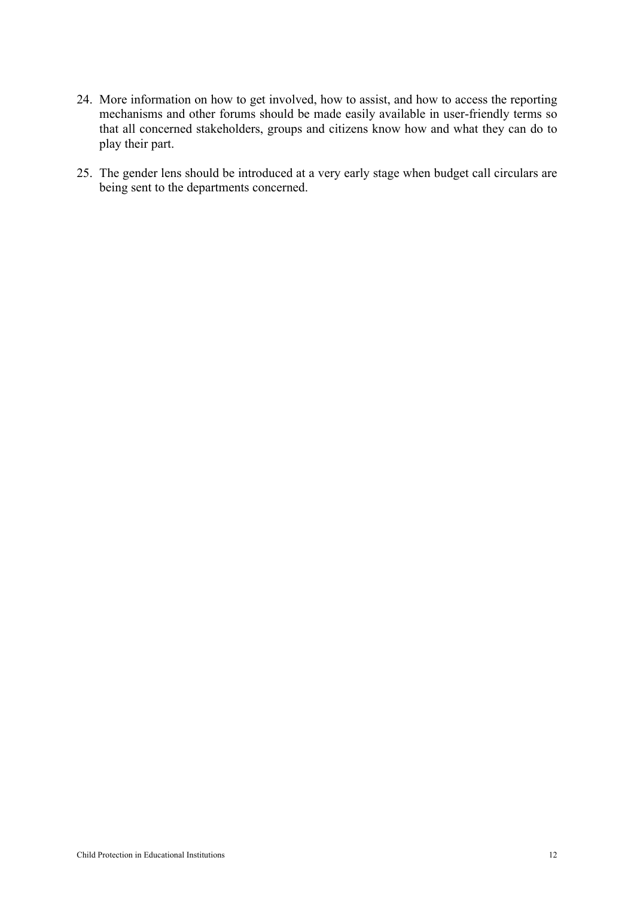24. More information on how to get involved, how to assist, and how to access the reporting mechanisms and other forums should be made easily available in user-friendly terms so that all concerned stakeholders, groups and citizens know how and what they can do to play their part.

25. The gender lens should be introduced at a very early stage when budget call circulars are being sent to the departments concerned.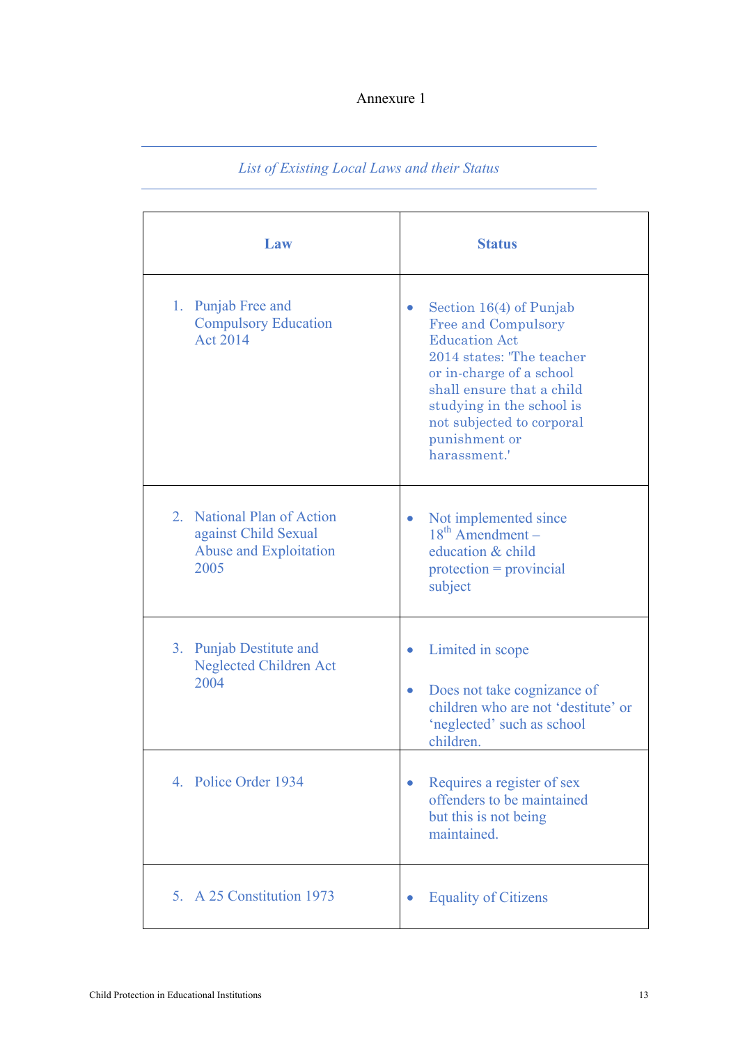Annexure 1

*List of Existing Local Laws and their Status*

| Law | Status |
| --- | --- |
| 1. Punjab Free and Compulsory Education Act 2014 | • Section 16(4) of Punjab Free and Compulsory Education Act 2014 states: 'The teacher or in-charge of a school shall ensure that a child studying in the school is not subjected to corporal punishment or harassment.' |
| 2. National Plan of Action against Child Sexual Abuse and Exploitation 2005 | • Not implemented since 18th Amendment – education & child protection = provincial subject |
| 3. Punjab Destitute and Neglected Children Act 2004 | • Limited in scope<br>• Does not take cognizance of children who are not 'destitute' or 'neglected' such as school children. |
| 4. Police Order 1934 | • Requires a register of sex offenders to be maintained but this is not being maintained. |
| 5. A 25 Constitution 1973 | • Equality of Citizens |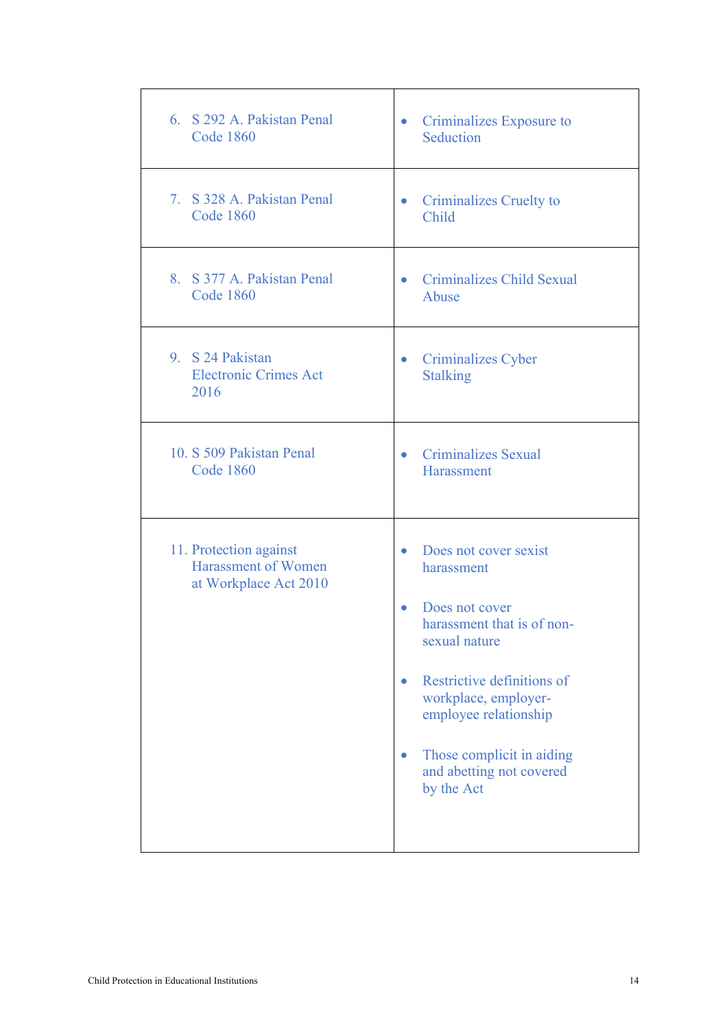| | |
|---|---|
| 6. S 292 A. Pakistan Penal Code 1860 | • Criminalizes Exposure to Seduction |
| 7. S 328 A. Pakistan Penal Code 1860 | • Criminalizes Cruelty to Child |
| 8. S 377 A. Pakistan Penal Code 1860 | • Criminalizes Child Sexual Abuse |
| 9. S 24 Pakistan Electronic Crimes Act 2016 | • Criminalizes Cyber Stalking |
| 10. S 509 Pakistan Penal Code 1860 | • Criminalizes Sexual Harassment |
| 11. Protection against Harassment of Women at Workplace Act 2010 | • Does not cover sexist harassment<br>• Does not cover harassment that is of non-sexual nature<br>• Restrictive definitions of workplace, employer-employee relationship<br>• Those complicit in aiding and abetting not covered by the Act |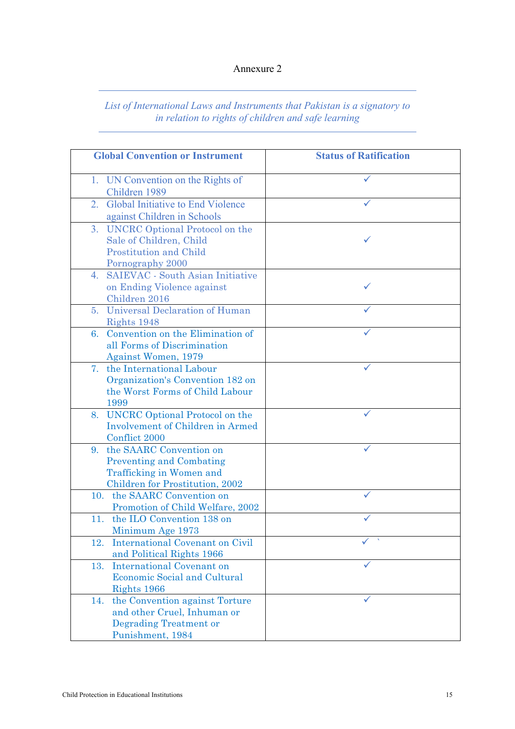Annexure 2

*List of International Laws and Instruments that Pakistan is a signatory to in relation to rights of children and safe learning*

| Global Convention or Instrument | Status of Ratification |
| --- | --- |
| 1. UN Convention on the Rights of Children 1989 | ✓ |
| 2. Global Initiative to End Violence against Children in Schools | ✓ |
| 3. UNCRC Optional Protocol on the Sale of Children, Child Prostitution and Child Pornography 2000 | ✓ |
| 4. SAIEVAC - South Asian Initiative on Ending Violence against Children 2016 | ✓ |
| 5. Universal Declaration of Human Rights 1948 | ✓ |
| 6. Convention on the Elimination of all Forms of Discrimination Against Women, 1979 | ✓ |
| 7. the International Labour Organization's Convention 182 on the Worst Forms of Child Labour 1999 | ✓ |
| 8. UNCRC Optional Protocol on the Involvement of Children in Armed Conflict 2000 | ✓ |
| 9. the SAARC Convention on Preventing and Combating Trafficking in Women and Children for Prostitution, 2002 | ✓ |
| 10. the SAARC Convention on Promotion of Child Welfare, 2002 | ✓ |
| 11. the ILO Convention 138 on Minimum Age 1973 | ✓ |
| 12. International Covenant on Civil and Political Rights 1966 | ✓ ` |
| 13. International Covenant on Economic Social and Cultural Rights 1966 | ✓ |
| 14. the Convention against Torture and other Cruel, Inhuman or Degrading Treatment or Punishment, 1984 | ✓ |